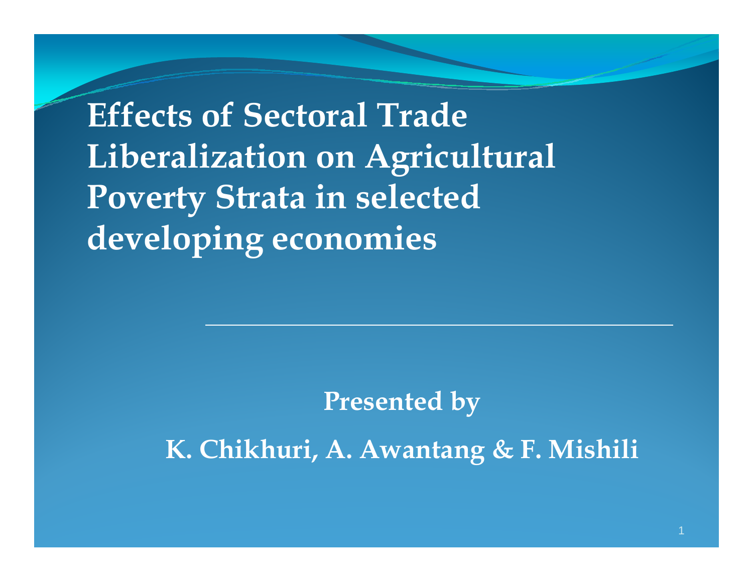# Effects of Sectoral Trade Liberalization on Agricultural Poverty Strata in selected developing economies

**Presented by**

**K. Chikhuri, A. Awantang & F. Mishili**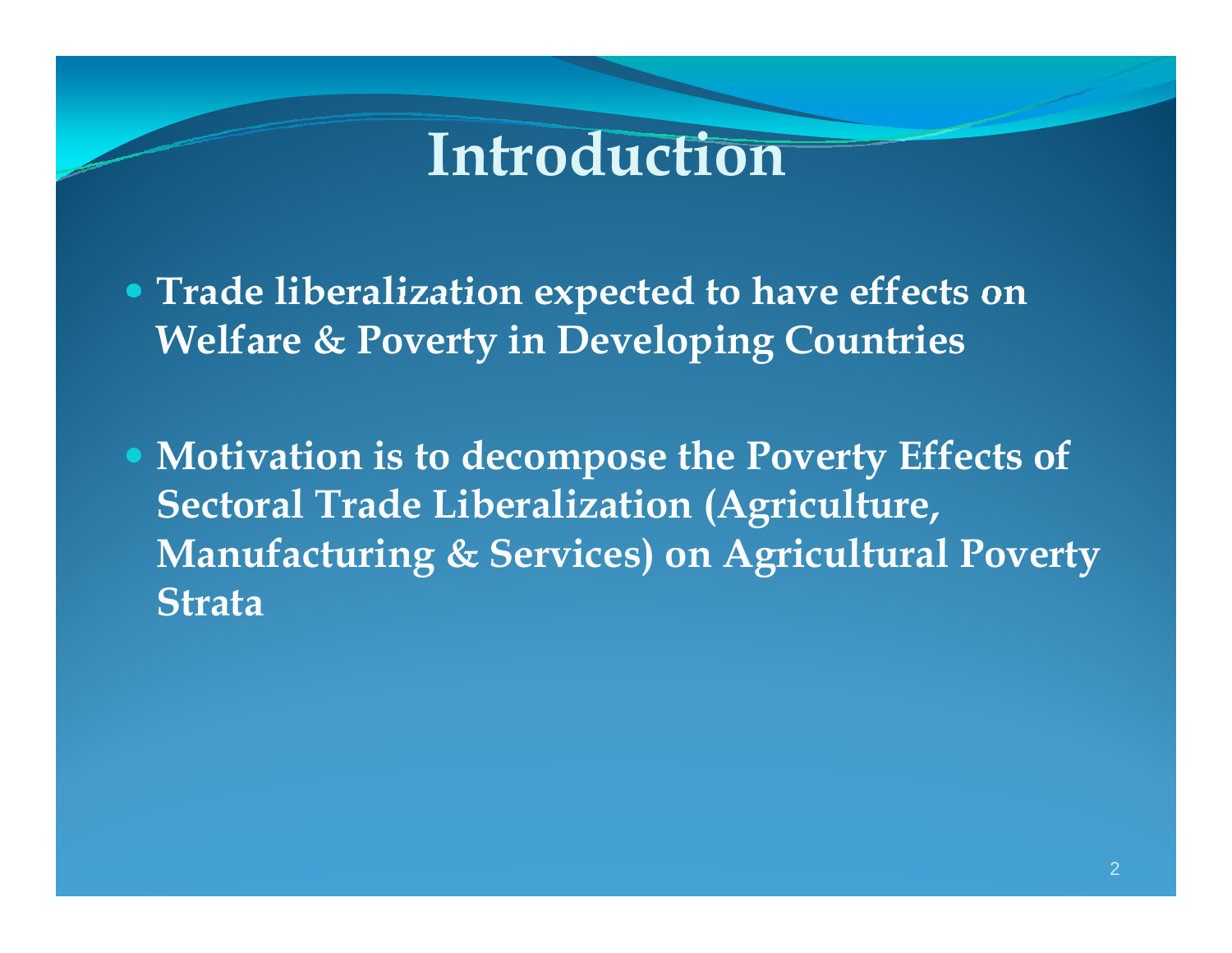# Introduction

- **Trade liberalization expected to have effects on Welfare & Poverty in Developing Countries**

- **Motivation is to decompose the Poverty Effects of Sectoral Trade Liberalization (Agriculture, Manufacturing & Services) on Agricultural Poverty Strata**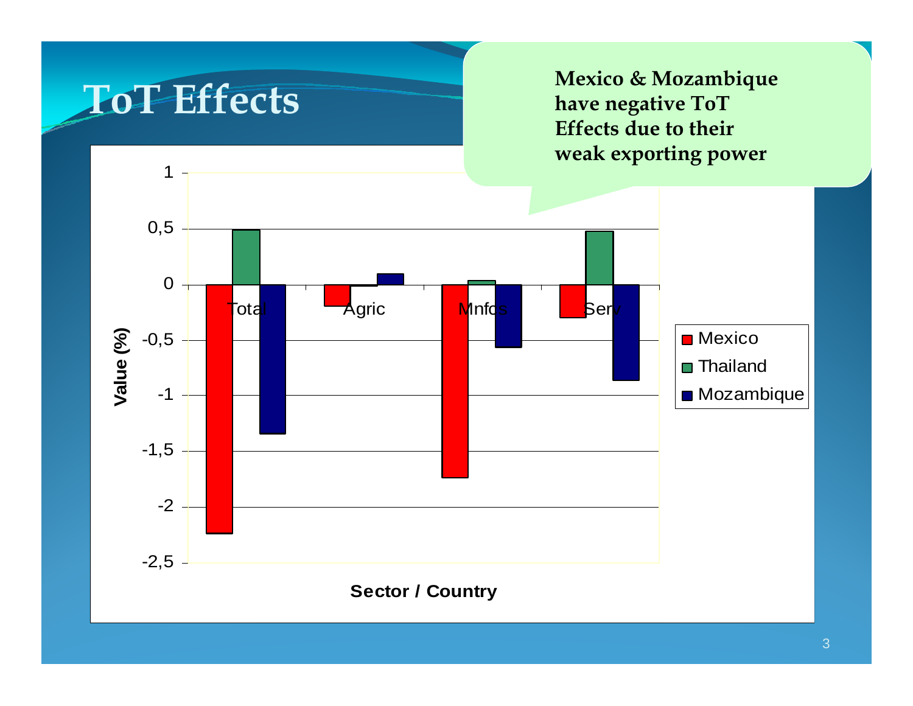# ToT Effects

**Mexico & Mozambique have negative ToT Effects due to their weak exporting power**

| Sector / Country | Mexico | Thailand | Mozambique |
|---|---|---|---|
| Total | -2.24 | 0.49 | -1.35 |
| Agric | -0.19 | -0.01 | 0.09 |
| Mnfcs | -1.74 | 0.03 | -0.57 |
| Serv | -0.30 | 0.48 | -0.87 |

Value (%)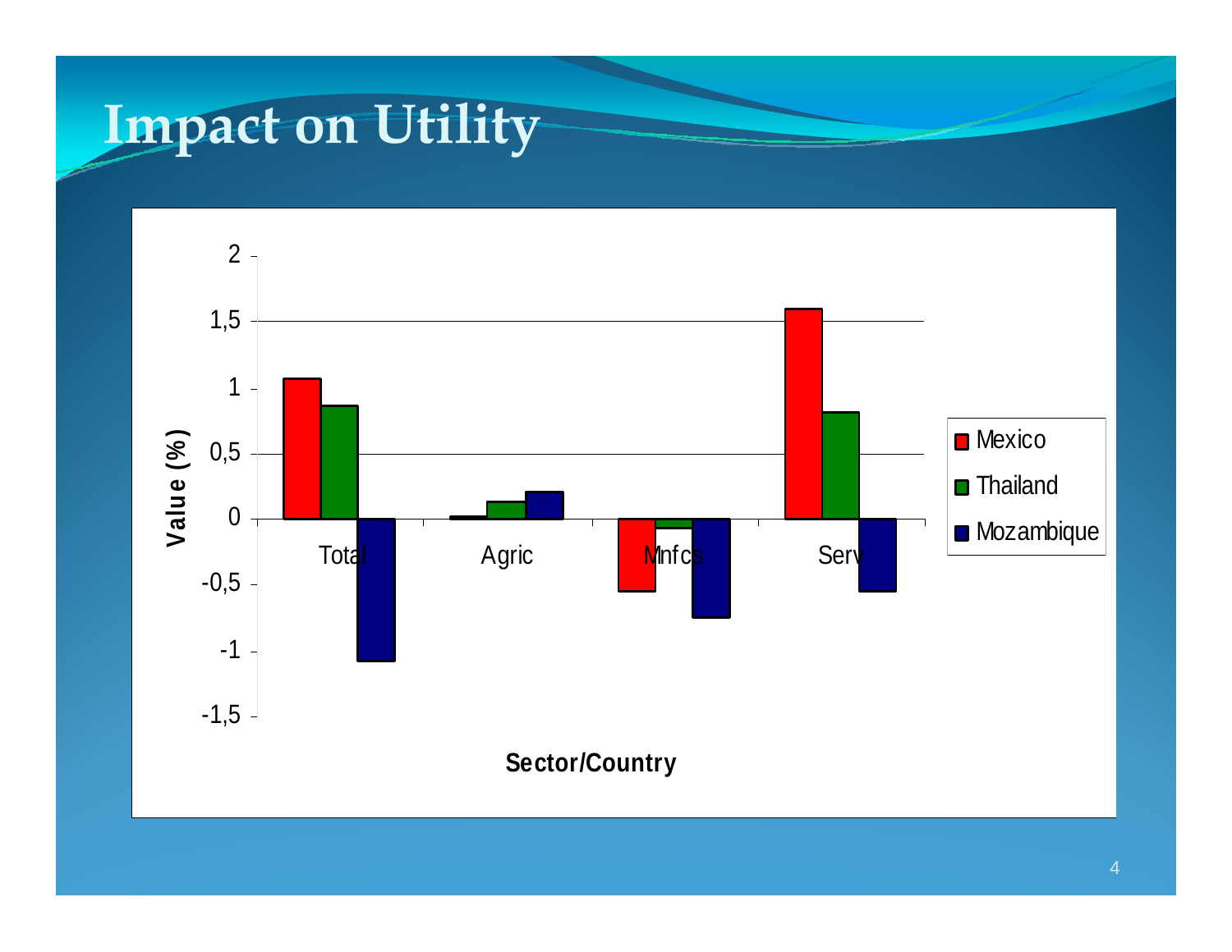# Impact on Utility

| Sector/Country | Mexico | Thailand | Mozambique |
|---|---|---|---|
| Total | 1.07 | 0.86 | -1.08 |
| Agric | 0.02 | 0.13 | 0.20 |
| Mnfcs | -0.55 | -0.07 | -0.75 |
| Serv | 1.60 | 0.81 | -0.55 |

*Value (%); values are approximate, estimated from the bar chart.*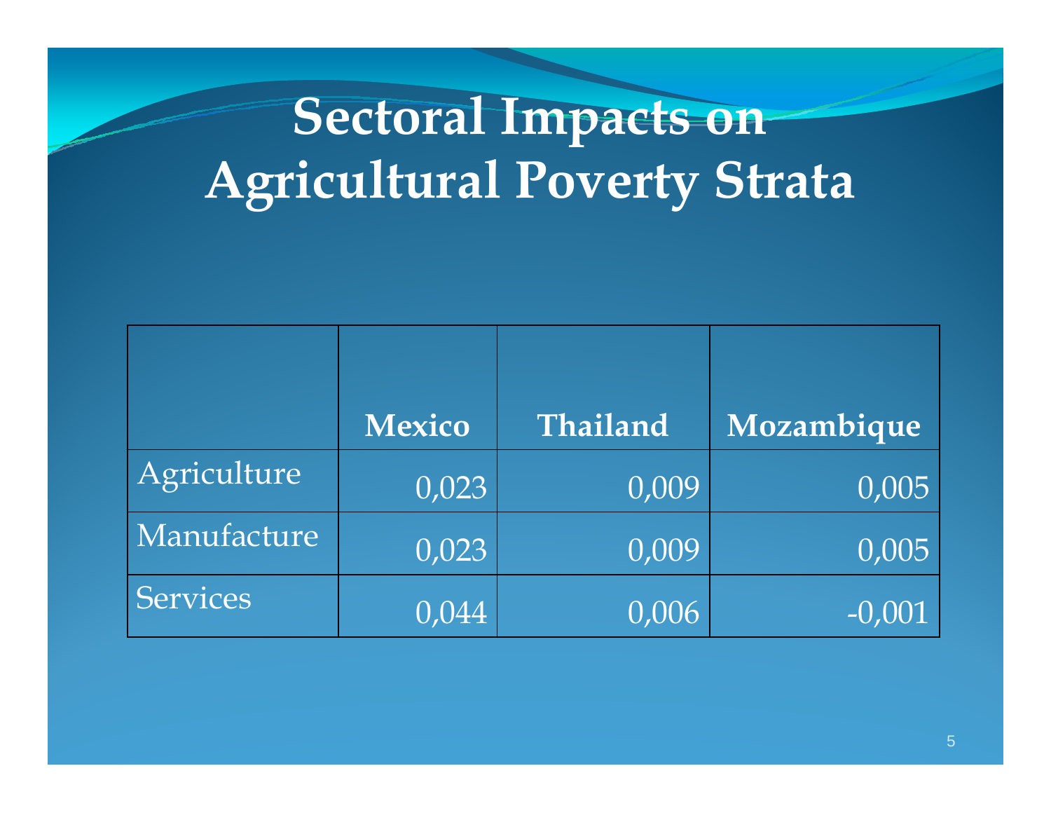# Sectoral Impacts on Agricultural Poverty Strata

| | Mexico | Thailand | Mozambique |
|---|---|---|---|
| Agriculture | 0,023 | 0,009 | 0,005 |
| Manufacture | 0,023 | 0,009 | 0,005 |
| Services | 0,044 | 0,006 | -0,001 |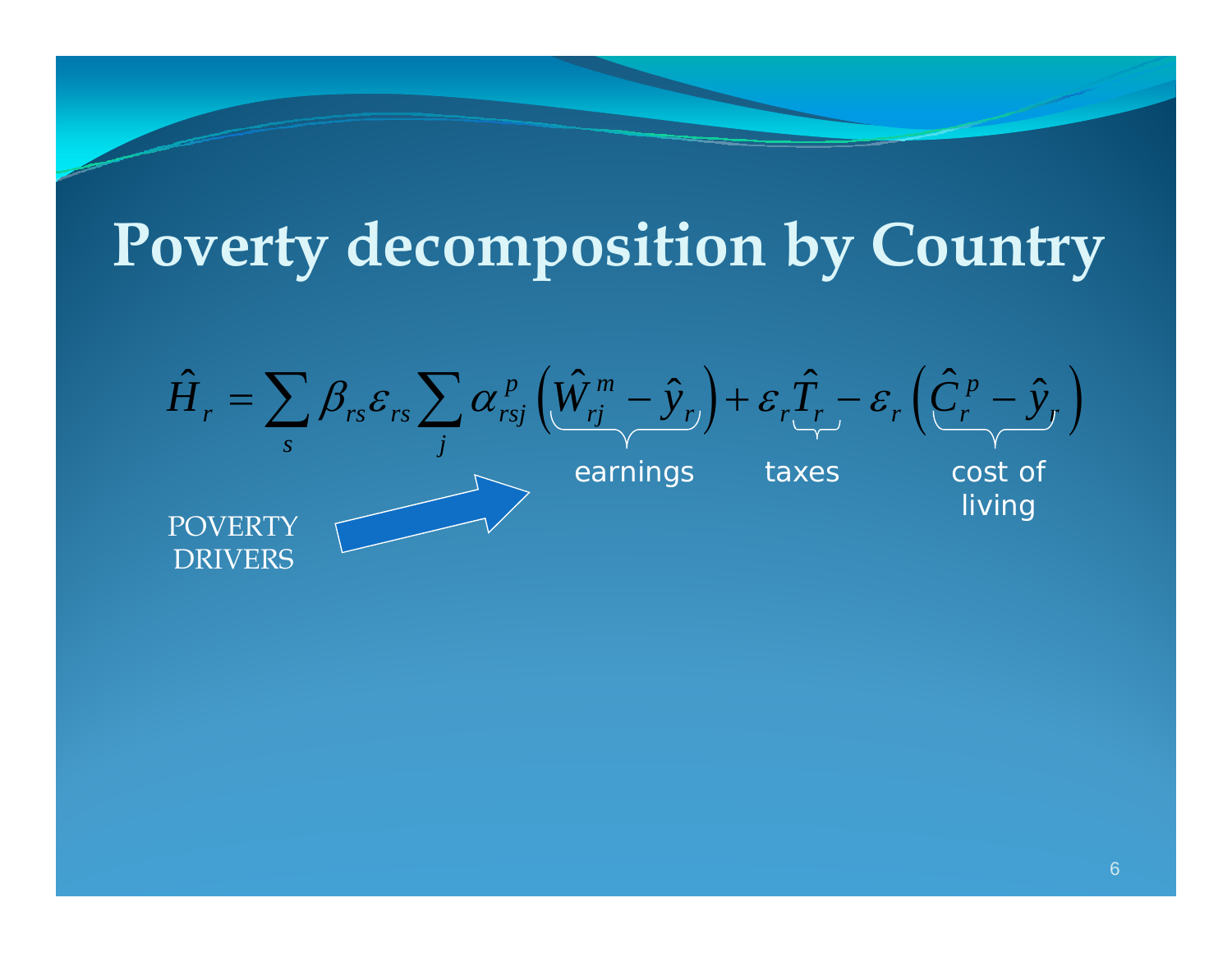# Poverty decomposition by Country

$$\hat{H}_r = \sum_s \beta_{rs} \varepsilon_{rs} \sum_j \alpha_{rsj}^p \Big( \underbrace{\hat{W}_{rj}^m - \hat{y}_r}_{\text{earnings}} \Big) + \varepsilon_r \underbrace{\hat{T}_r}_{\text{taxes}} - \varepsilon_r \Big( \underbrace{\hat{C}_r^p - \hat{y}_r}_{\text{cost of living}} \Big)$$

POVERTY DRIVERS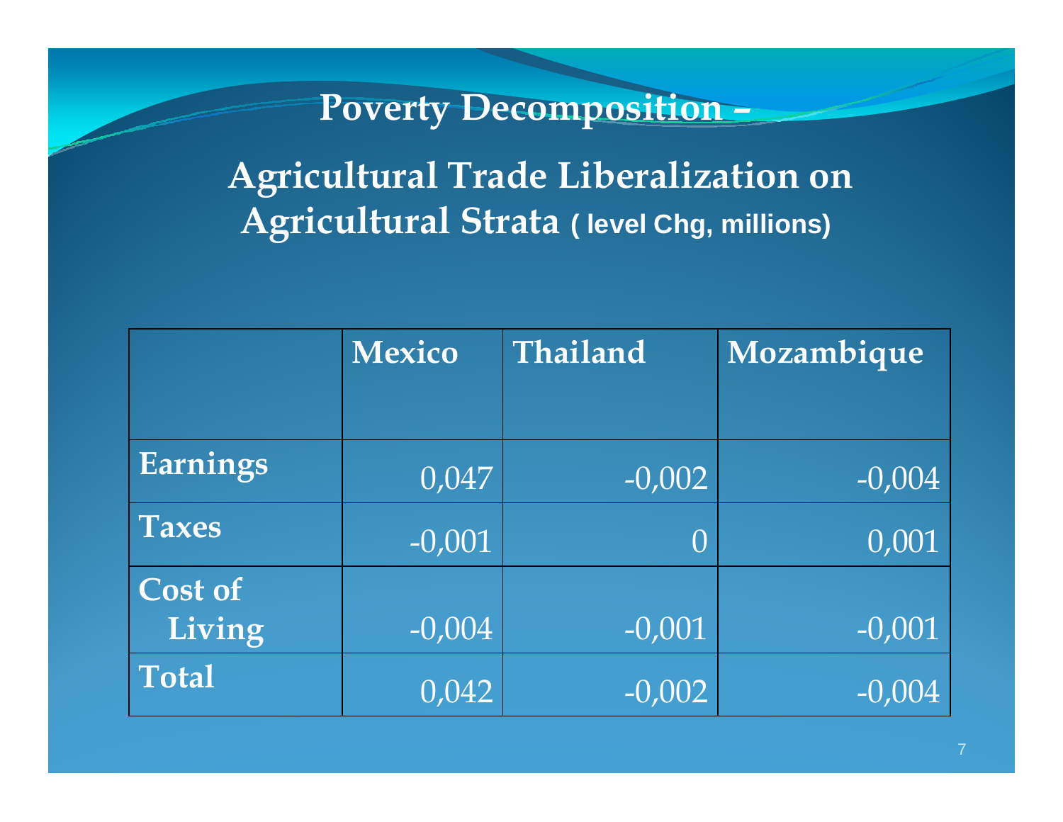# Poverty Decomposition –

## Agricultural Trade Liberalization on Agricultural Strata ( level Chg, millions)

| | Mexico | Thailand | Mozambique |
|---|---|---|---|
| Earnings | 0,047 | -0,002 | -0,004 |
| Taxes | -0,001 | 0 | 0,001 |
| Cost of Living | -0,004 | -0,001 | -0,001 |
| Total | 0,042 | -0,002 | -0,004 |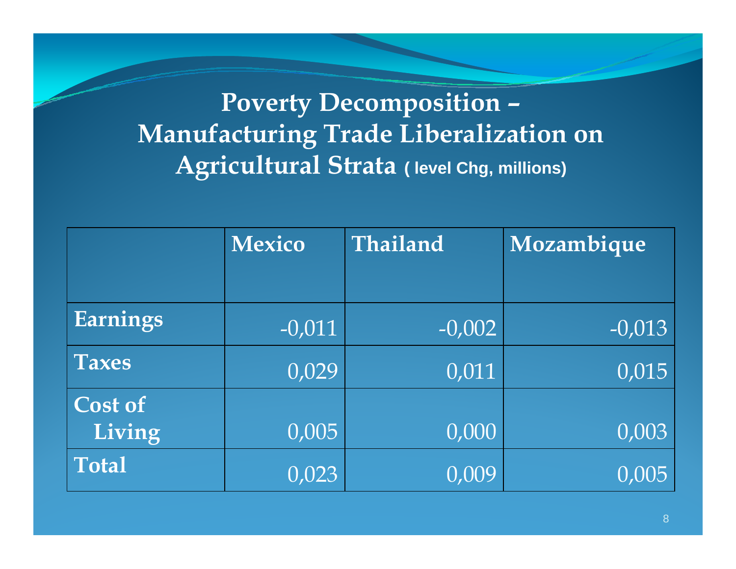# Poverty Decomposition – Manufacturing Trade Liberalization on Agricultural Strata ( level Chg, millions)

| | Mexico | Thailand | Mozambique |
|---|---|---|---|
| **Earnings** | -0,011 | -0,002 | -0,013 |
| **Taxes** | 0,029 | 0,011 | 0,015 |
| **Cost of Living** | 0,005 | 0,000 | 0,003 |
| **Total** | 0,023 | 0,009 | 0,005 |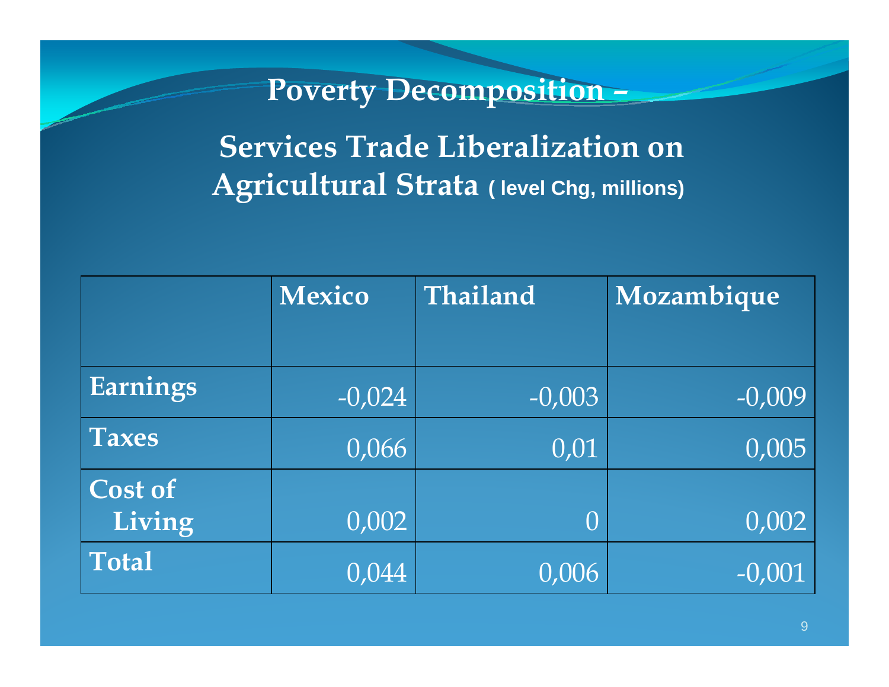# Poverty Decomposition –

## Services Trade Liberalization on Agricultural Strata ( level Chg, millions)

| | Mexico | Thailand | Mozambique |
|---|---|---|---|
| **Earnings** | -0,024 | -0,003 | -0,009 |
| **Taxes** | 0,066 | 0,01 | 0,005 |
| **Cost of Living** | 0,002 | 0 | 0,002 |
| **Total** | 0,044 | 0,006 | -0,001 |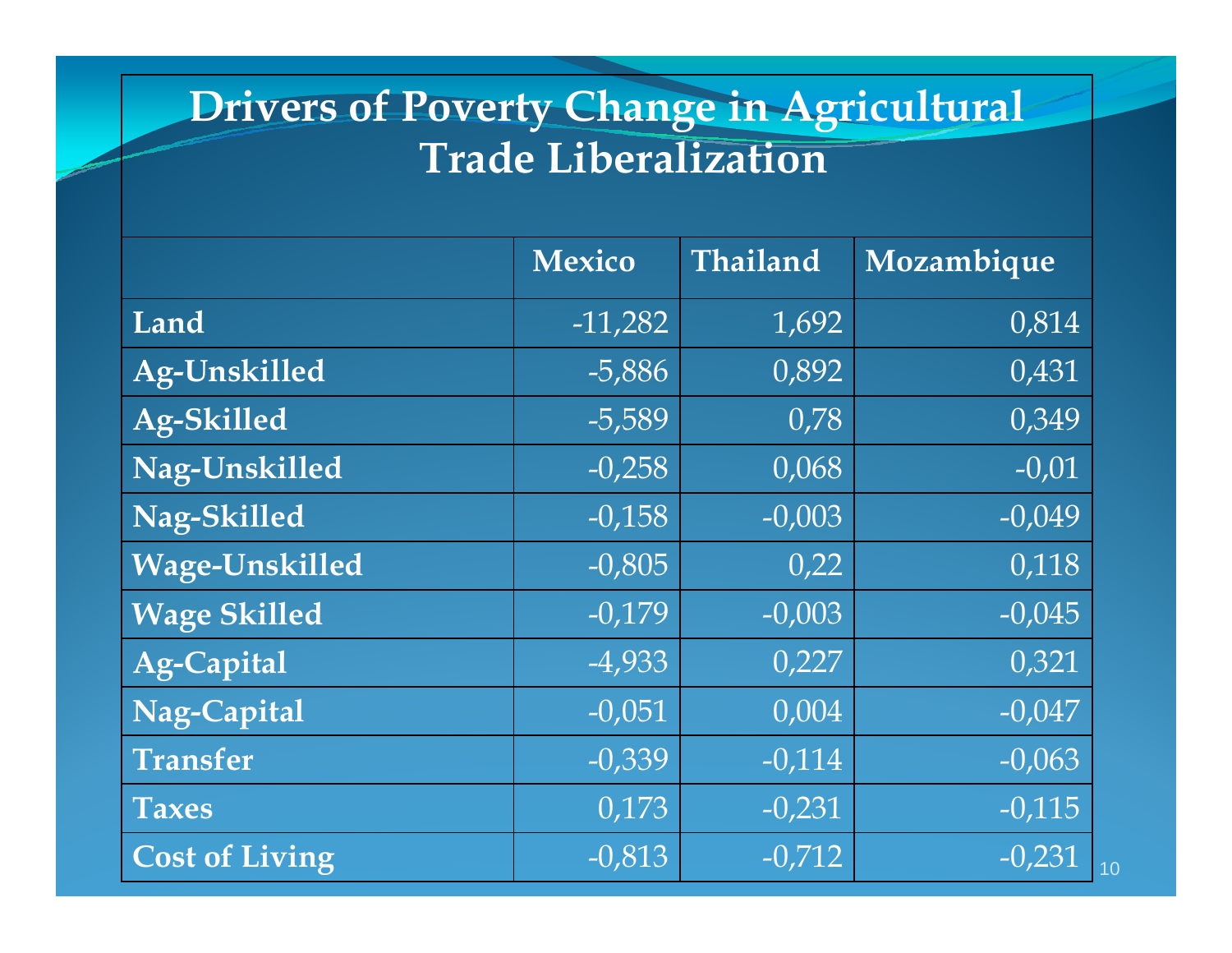# Drivers of Poverty Change in Agricultural Trade Liberalization

| | Mexico | Thailand | Mozambique |
|---|---|---|---|
| **Land** | -11,282 | 1,692 | 0,814 |
| **Ag-Unskilled** | -5,886 | 0,892 | 0,431 |
| **Ag-Skilled** | -5,589 | 0,78 | 0,349 |
| **Nag-Unskilled** | -0,258 | 0,068 | -0,01 |
| **Nag-Skilled** | -0,158 | -0,003 | -0,049 |
| **Wage-Unskilled** | -0,805 | 0,22 | 0,118 |
| **Wage Skilled** | -0,179 | -0,003 | -0,045 |
| **Ag-Capital** | -4,933 | 0,227 | 0,321 |
| **Nag-Capital** | -0,051 | 0,004 | -0,047 |
| **Transfer** | -0,339 | -0,114 | -0,063 |
| **Taxes** | 0,173 | -0,231 | -0,115 |
| **Cost of Living** | -0,813 | -0,712 | -0,231 |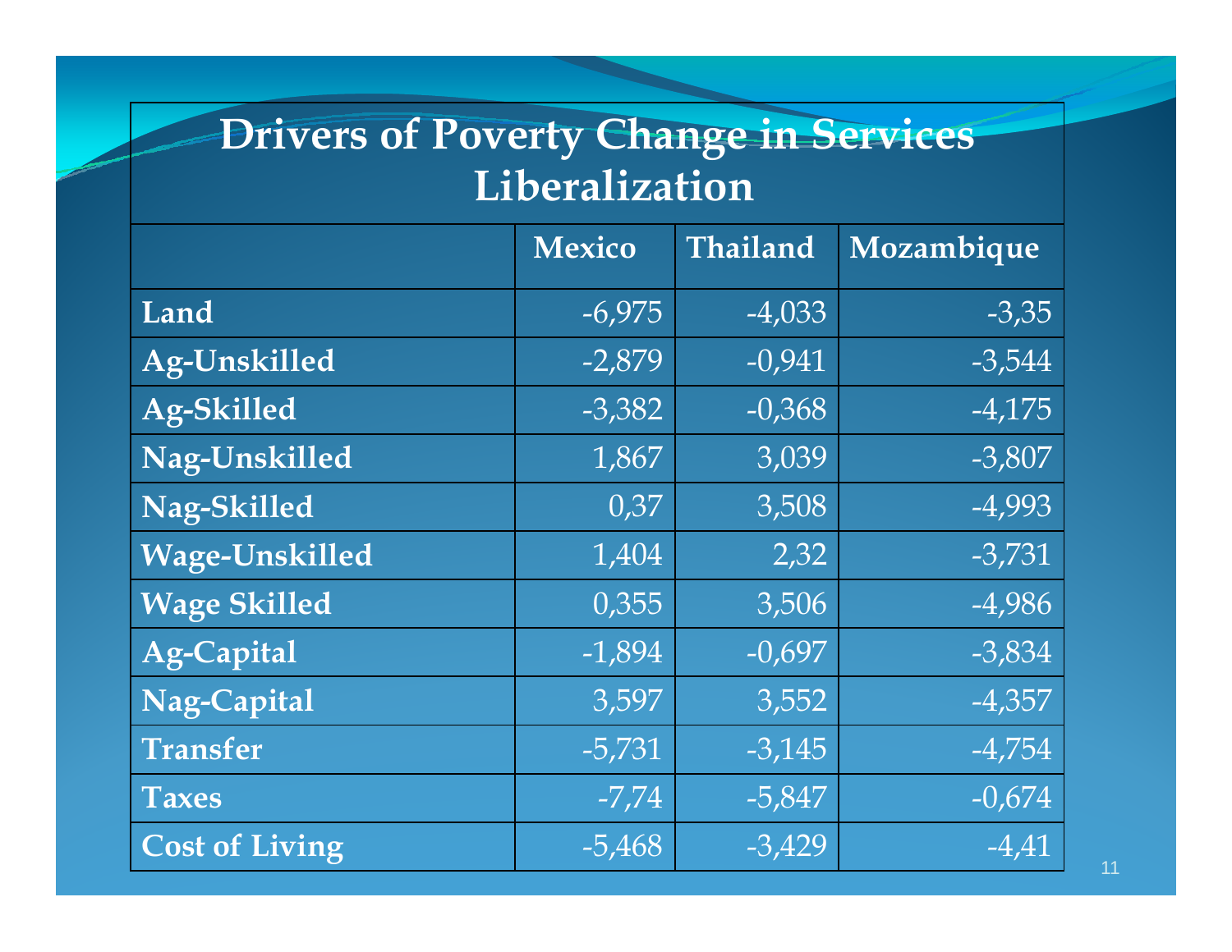# Drivers of Poverty Change in Services Liberalization

| | Mexico | Thailand | Mozambique |
|---|---|---|---|
| **Land** | -6,975 | -4,033 | -3,35 |
| **Ag-Unskilled** | -2,879 | -0,941 | -3,544 |
| **Ag-Skilled** | -3,382 | -0,368 | -4,175 |
| **Nag-Unskilled** | 1,867 | 3,039 | -3,807 |
| **Nag-Skilled** | 0,37 | 3,508 | -4,993 |
| **Wage-Unskilled** | 1,404 | 2,32 | -3,731 |
| **Wage Skilled** | 0,355 | 3,506 | -4,986 |
| **Ag-Capital** | -1,894 | -0,697 | -3,834 |
| **Nag-Capital** | 3,597 | 3,552 | -4,357 |
| **Transfer** | -5,731 | -3,145 | -4,754 |
| **Taxes** | -7,74 | -5,847 | -0,674 |
| **Cost of Living** | -5,468 | -3,429 | -4,41 |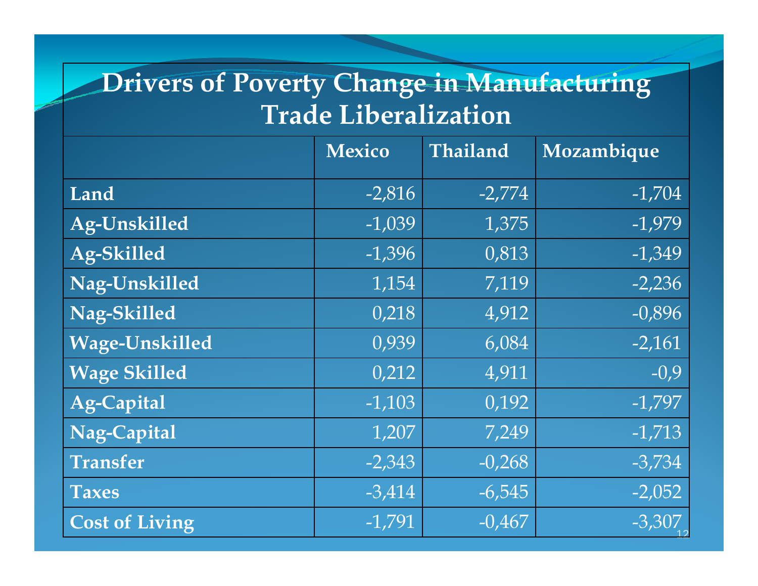# Drivers of Poverty Change in Manufacturing Trade Liberalization

| | Mexico | Thailand | Mozambique |
|---|---|---|---|
| **Land** | -2,816 | -2,774 | -1,704 |
| **Ag-Unskilled** | -1,039 | 1,375 | -1,979 |
| **Ag-Skilled** | -1,396 | 0,813 | -1,349 |
| **Nag-Unskilled** | 1,154 | 7,119 | -2,236 |
| **Nag-Skilled** | 0,218 | 4,912 | -0,896 |
| **Wage-Unskilled** | 0,939 | 6,084 | -2,161 |
| **Wage Skilled** | 0,212 | 4,911 | -0,9 |
| **Ag-Capital** | -1,103 | 0,192 | -1,797 |
| **Nag-Capital** | 1,207 | 7,249 | -1,713 |
| **Transfer** | -2,343 | -0,268 | -3,734 |
| **Taxes** | -3,414 | -6,545 | -2,052 |
| **Cost of Living** | -1,791 | -0,467 | -3,307 |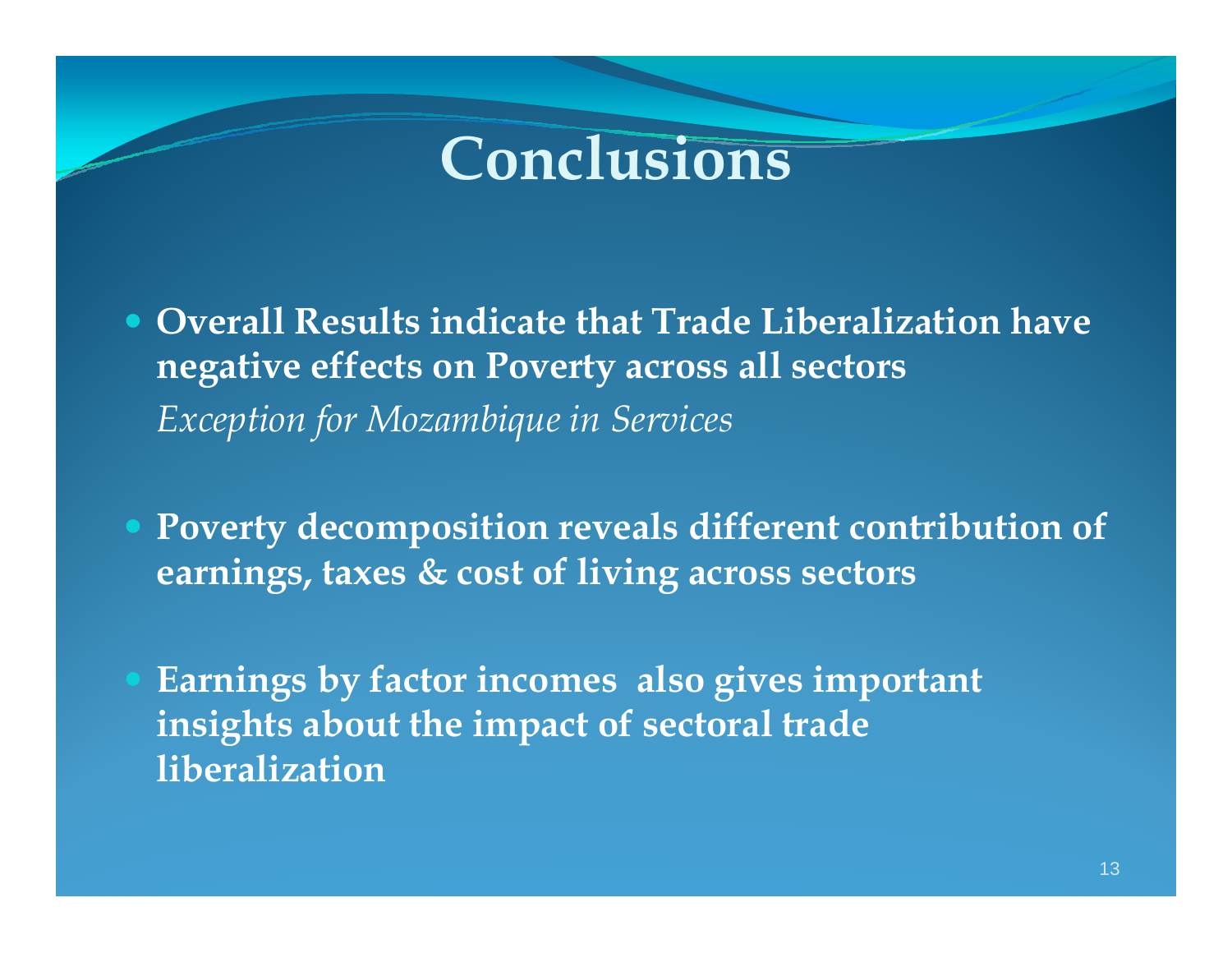# Conclusions

- **Overall Results indicate that Trade Liberalization have negative effects on Poverty across all sectors**

  *Exception for Mozambique in Services*

- **Poverty decomposition reveals different contribution of earnings, taxes & cost of living across sectors**

- **Earnings by factor incomes also gives important insights about the impact of sectoral trade liberalization**